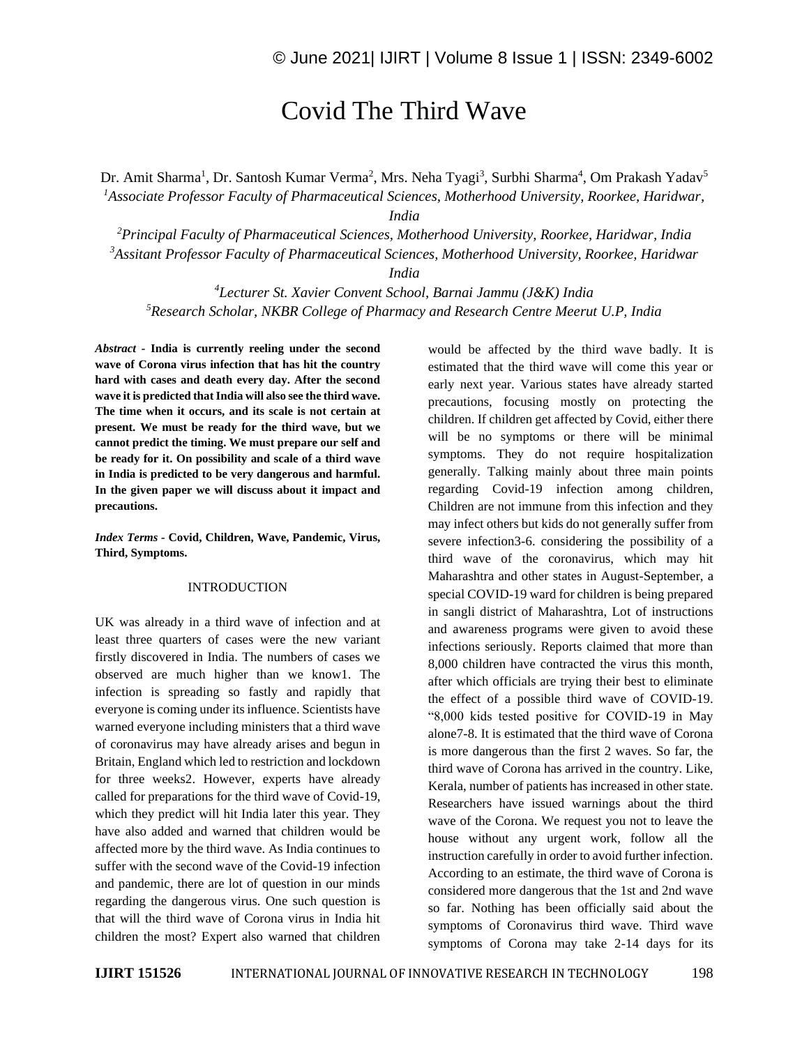# Covid The Third Wave

Dr. Amit Sharma[1], Dr. Santosh Kumar Verma[2], Mrs. Neha Tyagi[3], Surbhi Sharma[4], Om Prakash Yadav[5]

[1]*Associate Professor Faculty of Pharmaceutical Sciences, Motherhood University, Roorkee, Haridwar, India*

[2]*Principal Faculty of Pharmaceutical Sciences, Motherhood University, Roorkee, Haridwar, India*

[3]*Assitant Professor Faculty of Pharmaceutical Sciences, Motherhood University, Roorkee, Haridwar India*

[4]*Lecturer St. Xavier Convent School, Barnai Jammu (J&K) India*

[5]*Research Scholar, NKBR College of Pharmacy and Research Centre Meerut U.P, India*

***Abstract* - India is currently reeling under the second wave of Corona virus infection that has hit the country hard with cases and death every day. After the second wave it is predicted that India will also see the third wave. The time when it occurs, and its scale is not certain at present. We must be ready for the third wave, but we cannot predict the timing. We must prepare our self and be ready for it. On possibility and scale of a third wave in India is predicted to be very dangerous and harmful. In the given paper we will discuss about it impact and precautions.**

***Index Terms* - Covid, Children, Wave, Pandemic, Virus, Third, Symptoms.**

## INTRODUCTION

UK was already in a third wave of infection and at least three quarters of cases were the new variant firstly discovered in India. The numbers of cases we observed are much higher than we know1. The infection is spreading so fastly and rapidly that everyone is coming under its influence. Scientists have warned everyone including ministers that a third wave of coronavirus may have already arises and begun in Britain, England which led to restriction and lockdown for three weeks2. However, experts have already called for preparations for the third wave of Covid-19, which they predict will hit India later this year. They have also added and warned that children would be affected more by the third wave. As India continues to suffer with the second wave of the Covid-19 infection and pandemic, there are lot of question in our minds regarding the dangerous virus. One such question is that will the third wave of Corona virus in India hit children the most? Expert also warned that children would be affected by the third wave badly. It is estimated that the third wave will come this year or early next year. Various states have already started precautions, focusing mostly on protecting the children. If children get affected by Covid, either there will be no symptoms or there will be minimal symptoms. They do not require hospitalization generally. Talking mainly about three main points regarding Covid-19 infection among children, Children are not immune from this infection and they may infect others but kids do not generally suffer from severe infection3-6. considering the possibility of a third wave of the coronavirus, which may hit Maharashtra and other states in August-September, a special COVID-19 ward for children is being prepared in sangli district of Maharashtra, Lot of instructions and awareness programs were given to avoid these infections seriously. Reports claimed that more than 8,000 children have contracted the virus this month, after which officials are trying their best to eliminate the effect of a possible third wave of COVID-19. "8,000 kids tested positive for COVID-19 in May alone7-8. It is estimated that the third wave of Corona is more dangerous than the first 2 waves. So far, the third wave of Corona has arrived in the country. Like, Kerala, number of patients has increased in other state. Researchers have issued warnings about the third wave of the Corona. We request you not to leave the house without any urgent work, follow all the instruction carefully in order to avoid further infection. According to an estimate, the third wave of Corona is considered more dangerous that the 1st and 2nd wave so far. Nothing has been officially said about the symptoms of Coronavirus third wave. Third wave symptoms of Corona may take 2-14 days for its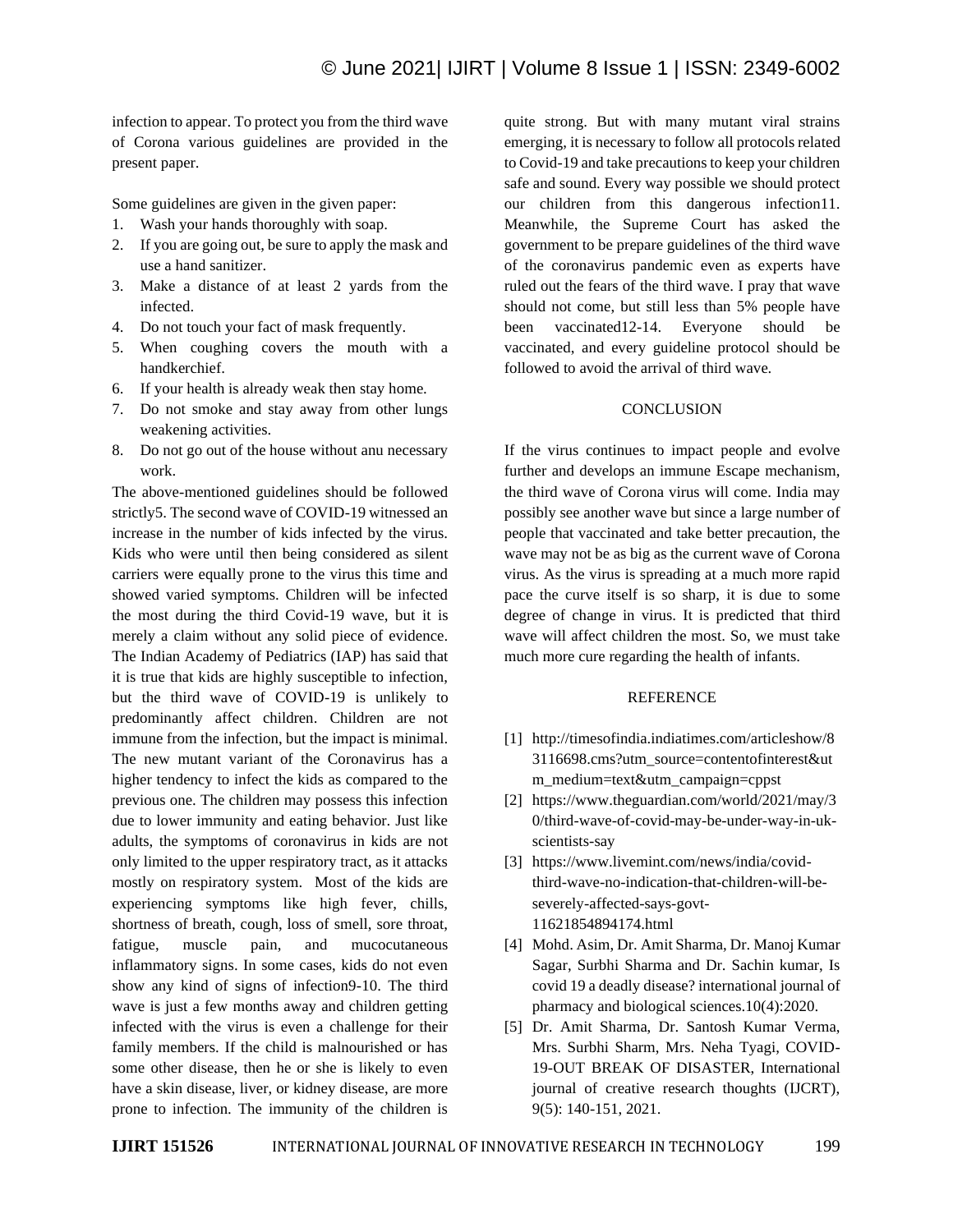infection to appear. To protect you from the third wave of Corona various guidelines are provided in the present paper.

Some guidelines are given in the given paper:

1. Wash your hands thoroughly with soap.
2. If you are going out, be sure to apply the mask and use a hand sanitizer.
3. Make a distance of at least 2 yards from the infected.
4. Do not touch your fact of mask frequently.
5. When coughing covers the mouth with a handkerchief.
6. If your health is already weak then stay home.
7. Do not smoke and stay away from other lungs weakening activities.
8. Do not go out of the house without anu necessary work.

The above-mentioned guidelines should be followed strictly5. The second wave of COVID-19 witnessed an increase in the number of kids infected by the virus. Kids who were until then being considered as silent carriers were equally prone to the virus this time and showed varied symptoms. Children will be infected the most during the third Covid-19 wave, but it is merely a claim without any solid piece of evidence. The Indian Academy of Pediatrics (IAP) has said that it is true that kids are highly susceptible to infection, but the third wave of COVID-19 is unlikely to predominantly affect children. Children are not immune from the infection, but the impact is minimal. The new mutant variant of the Coronavirus has a higher tendency to infect the kids as compared to the previous one. The children may possess this infection due to lower immunity and eating behavior. Just like adults, the symptoms of coronavirus in kids are not only limited to the upper respiratory tract, as it attacks mostly on respiratory system. Most of the kids are experiencing symptoms like high fever, chills, shortness of breath, cough, loss of smell, sore throat, fatigue, muscle pain, and mucocutaneous inflammatory signs. In some cases, kids do not even show any kind of signs of infection9-10. The third wave is just a few months away and children getting infected with the virus is even a challenge for their family members. If the child is malnourished or has some other disease, then he or she is likely to even have a skin disease, liver, or kidney disease, are more prone to infection. The immunity of the children is quite strong. But with many mutant viral strains emerging, it is necessary to follow all protocols related to Covid-19 and take precautions to keep your children safe and sound. Every way possible we should protect our children from this dangerous infection11. Meanwhile, the Supreme Court has asked the government to be prepare guidelines of the third wave of the coronavirus pandemic even as experts have ruled out the fears of the third wave. I pray that wave should not come, but still less than 5% people have been vaccinated12-14. Everyone should be vaccinated, and every guideline protocol should be followed to avoid the arrival of third wave.

## CONCLUSION

If the virus continues to impact people and evolve further and develops an immune Escape mechanism, the third wave of Corona virus will come. India may possibly see another wave but since a large number of people that vaccinated and take better precaution, the wave may not be as big as the current wave of Corona virus. As the virus is spreading at a much more rapid pace the curve itself is so sharp, it is due to some degree of change in virus. It is predicted that third wave will affect children the most. So, we must take much more cure regarding the health of infants.

## REFERENCE

[1] http://timesofindia.indiatimes.com/articleshow/83116698.cms?utm_source=contentofinterest&utm_medium=text&utm_campaign=cppst

[2] https://www.theguardian.com/world/2021/may/30/third-wave-of-covid-may-be-under-way-in-uk-scientists-say

[3] https://www.livemint.com/news/india/covid-third-wave-no-indication-that-children-will-be-severely-affected-says-govt-11621854894174.html

[4] Mohd. Asim, Dr. Amit Sharma, Dr. Manoj Kumar Sagar, Surbhi Sharma and Dr. Sachin kumar, Is covid 19 a deadly disease? international journal of pharmacy and biological sciences.10(4):2020.

[5] Dr. Amit Sharma, Dr. Santosh Kumar Verma, Mrs. Surbhi Sharm, Mrs. Neha Tyagi, COVID-19-OUT BREAK OF DISASTER, International journal of creative research thoughts (IJCRT), 9(5): 140-151, 2021.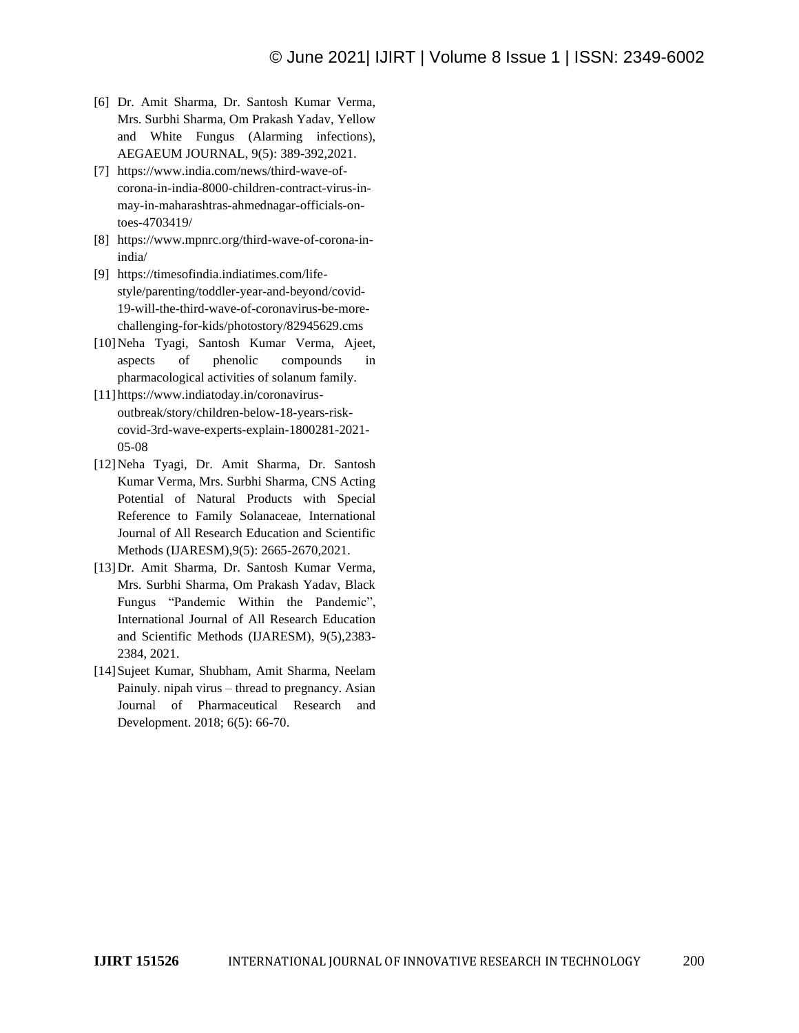[6] Dr. Amit Sharma, Dr. Santosh Kumar Verma, Mrs. Surbhi Sharma, Om Prakash Yadav, Yellow and White Fungus (Alarming infections), AEGAEUM JOURNAL, 9(5): 389-392,2021.

[7] https://www.india.com/news/third-wave-of-corona-in-india-8000-children-contract-virus-in-may-in-maharashtras-ahmednagar-officials-on-toes-4703419/

[8] https://www.mpnrc.org/third-wave-of-corona-in-india/

[9] https://timesofindia.indiatimes.com/life-style/parenting/toddler-year-and-beyond/covid-19-will-the-third-wave-of-coronavirus-be-more-challenging-for-kids/photostory/82945629.cms

[10] Neha Tyagi, Santosh Kumar Verma, Ajeet, aspects of phenolic compounds in pharmacological activities of solanum family.

[11] https://www.indiatoday.in/coronavirus-outbreak/story/children-below-18-years-risk-covid-3rd-wave-experts-explain-1800281-2021-05-08

[12] Neha Tyagi, Dr. Amit Sharma, Dr. Santosh Kumar Verma, Mrs. Surbhi Sharma, CNS Acting Potential of Natural Products with Special Reference to Family Solanaceae, International Journal of All Research Education and Scientific Methods (IJARESM),9(5): 2665-2670,2021.

[13] Dr. Amit Sharma, Dr. Santosh Kumar Verma, Mrs. Surbhi Sharma, Om Prakash Yadav, Black Fungus "Pandemic Within the Pandemic", International Journal of All Research Education and Scientific Methods (IJARESM), 9(5),2383-2384, 2021.

[14] Sujeet Kumar, Shubham, Amit Sharma, Neelam Painuly. nipah virus – thread to pregnancy. Asian Journal of Pharmaceutical Research and Development. 2018; 6(5): 66-70.